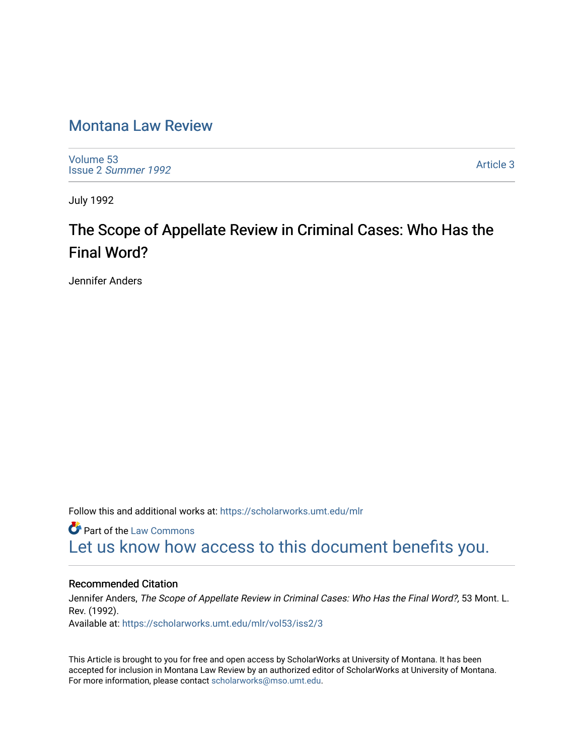# Montana Law Review

Volume 53
Issue 2 *Summer 1992*

Article 3

July 1992

## The Scope of Appellate Review in Criminal Cases: Who Has the Final Word?

Jennifer Anders

Follow this and additional works at: https://scholarworks.umt.edu/mlr

Part of the Law Commons

Let us know how access to this document benefits you.

### Recommended Citation

Jennifer Anders, *The Scope of Appellate Review in Criminal Cases: Who Has the Final Word?,* 53 Mont. L. Rev. (1992).
Available at: https://scholarworks.umt.edu/mlr/vol53/iss2/3

This Article is brought to you for free and open access by ScholarWorks at University of Montana. It has been accepted for inclusion in Montana Law Review by an authorized editor of ScholarWorks at University of Montana. For more information, please contact scholarworks@mso.umt.edu.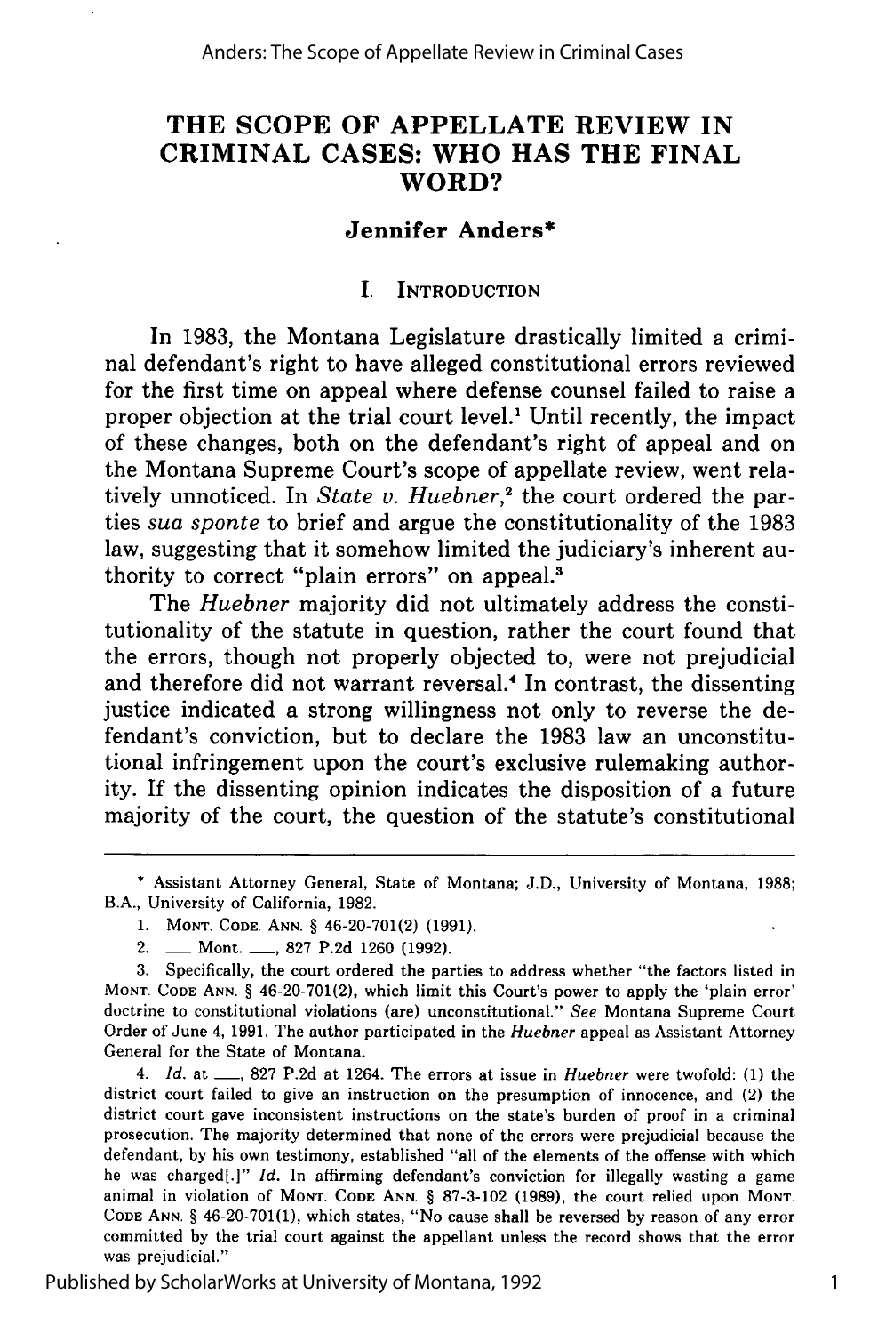# THE SCOPE OF APPELLATE REVIEW IN CRIMINAL CASES: WHO HAS THE FINAL WORD?

**Jennifer Anders***

## I. INTRODUCTION

In 1983, the Montana Legislature drastically limited a criminal defendant's right to have alleged constitutional errors reviewed for the first time on appeal where defense counsel failed to raise a proper objection at the trial court level.[1] Until recently, the impact of these changes, both on the defendant's right of appeal and on the Montana Supreme Court's scope of appellate review, went relatively unnoticed. In *State v. Huebner*,[2] the court ordered the parties *sua sponte* to brief and argue the constitutionality of the 1983 law, suggesting that it somehow limited the judiciary's inherent authority to correct "plain errors" on appeal.[3]

The *Huebner* majority did not ultimately address the constitutionality of the statute in question, rather the court found that the errors, though not properly objected to, were not prejudicial and therefore did not warrant reversal.[4] In contrast, the dissenting justice indicated a strong willingness not only to reverse the defendant's conviction, but to declare the 1983 law an unconstitutional infringement upon the court's exclusive rulemaking authority. If the dissenting opinion indicates the disposition of a future majority of the court, the question of the statute's constitutional

---

\* Assistant Attorney General, State of Montana; J.D., University of Montana, 1988; B.A., University of California, 1982.

1. MONT. CODE. ANN. § 46-20-701(2) (1991).

2. ___ Mont. ___, 827 P.2d 1260 (1992).

3. Specifically, the court ordered the parties to address whether "the factors listed in MONT. CODE ANN. § 46-20-701(2), which limit this Court's power to apply the 'plain error' doctrine to constitutional violations (are) unconstitutional." *See* Montana Supreme Court Order of June 4, 1991. The author participated in the *Huebner* appeal as Assistant Attorney General for the State of Montana.

4. *Id.* at ___, 827 P.2d at 1264. The errors at issue in *Huebner* were twofold: (1) the district court failed to give an instruction on the presumption of innocence, and (2) the district court gave inconsistent instructions on the state's burden of proof in a criminal prosecution. The majority determined that none of the errors were prejudicial because the defendant, by his own testimony, established "all of the elements of the offense with which he was charged[.]" *Id.* In affirming defendant's conviction for illegally wasting a game animal in violation of MONT. CODE ANN. § 87-3-102 (1989), the court relied upon MONT. CODE ANN. § 46-20-701(1), which states, "No cause shall be reversed by reason of any error committed by the trial court against the appellant unless the record shows that the error was prejudicial."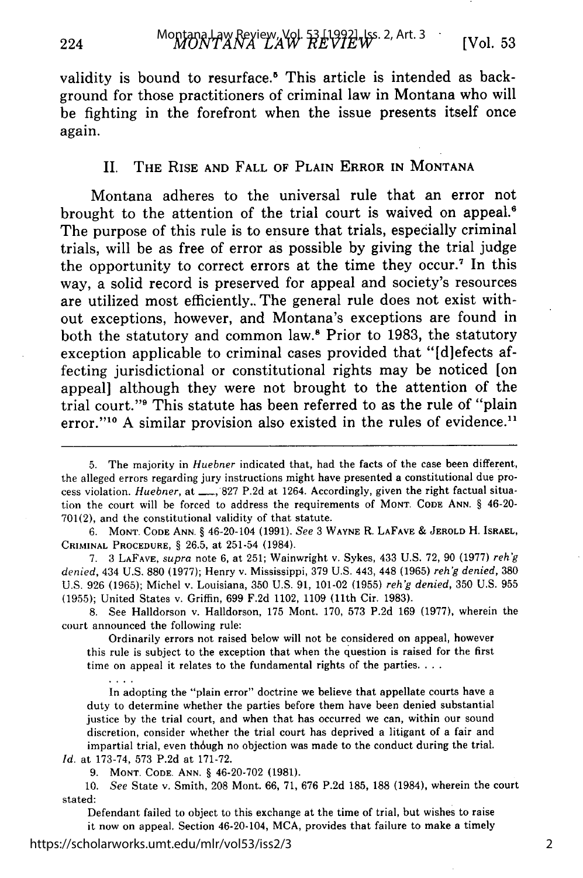validity is bound to resurface.[5] This article is intended as background for those practitioners of criminal law in Montana who will be fighting in the forefront when the issue presents itself once again.

## II. The Rise and Fall of Plain Error in Montana

Montana adheres to the universal rule that an error not brought to the attention of the trial court is waived on appeal.[6] The purpose of this rule is to ensure that trials, especially criminal trials, will be as free of error as possible by giving the trial judge the opportunity to correct errors at the time they occur.[7] In this way, a solid record is preserved for appeal and society's resources are utilized most efficiently. The general rule does not exist without exceptions, however, and Montana's exceptions are found in both the statutory and common law.[8] Prior to 1983, the statutory exception applicable to criminal cases provided that "[d]efects affecting jurisdictional or constitutional rights may be noticed [on appeal] although they were not brought to the attention of the trial court."[9] This statute has been referred to as the rule of "plain error."[10] A similar provision also existed in the rules of evidence.[11]

---

5. The majority in *Huebner* indicated that, had the facts of the case been different, the alleged errors regarding jury instructions might have presented a constitutional due process violation. *Huebner*, at ___, 827 P.2d at 1264. Accordingly, given the right factual situation the court will be forced to address the requirements of MONT. CODE ANN. § 46-20-701(2), and the constitutional validity of that statute.

6. MONT. CODE ANN. § 46-20-104 (1991). *See* 3 WAYNE R. LAFAVE & JEROLD H. ISRAEL, CRIMINAL PROCEDURE, § 26.5, at 251-54 (1984).

7. 3 LAFAVE, *supra* note 6, at 251; Wainwright v. Sykes, 433 U.S. 72, 90 (1977) *reh'g denied*, 434 U.S. 880 (1977); Henry v. Mississippi, 379 U.S. 443, 448 (1965) *reh'g denied*, 380 U.S. 926 (1965); Michel v. Louisiana, 350 U.S. 91, 101-02 (1955) *reh'g denied*, 350 U.S. 955 (1955); United States v. Griffin, 699 F.2d 1102, 1109 (11th Cir. 1983).

8. See Halldorson v. Halldorson, 175 Mont. 170, 573 P.2d 169 (1977), wherein the court announced the following rule:

> Ordinarily errors not raised below will not be considered on appeal, however this rule is subject to the exception that when the question is raised for the first time on appeal it relates to the fundamental rights of the parties. . . .
>
> . . . .
>
> In adopting the "plain error" doctrine we believe that appellate courts have a duty to determine whether the parties before them have been denied substantial justice by the trial court, and when that has occurred we can, within our sound discretion, consider whether the trial court has deprived a litigant of a fair and impartial trial, even though no objection was made to the conduct during the trial.

*Id.* at 173-74, 573 P.2d at 171-72.

9. MONT. CODE. ANN. § 46-20-702 (1981).

10. *See* State v. Smith, 208 Mont. 66, 71, 676 P.2d 185, 188 (1984), wherein the court stated:

> Defendant failed to object to this exchange at the time of trial, but wishes to raise it now on appeal. Section 46-20-104, MCA, provides that failure to make a timely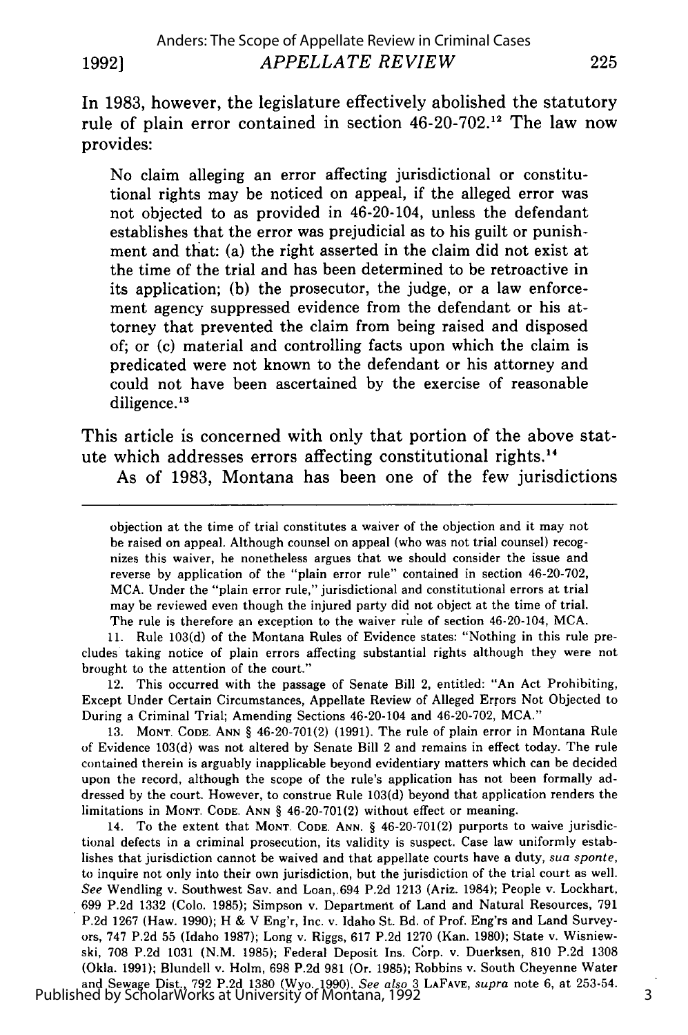In 1983, however, the legislature effectively abolished the statutory rule of plain error contained in section 46-20-702.[12] The law now provides:

> No claim alleging an error affecting jurisdictional or constitutional rights may be noticed on appeal, if the alleged error was not objected to as provided in 46-20-104, unless the defendant establishes that the error was prejudicial as to his guilt or punishment and that: (a) the right asserted in the claim did not exist at the time of the trial and has been determined to be retroactive in its application; (b) the prosecutor, the judge, or a law enforcement agency suppressed evidence from the defendant or his attorney that prevented the claim from being raised and disposed of; or (c) material and controlling facts upon which the claim is predicated were not known to the defendant or his attorney and could not have been ascertained by the exercise of reasonable diligence.[13]

This article is concerned with only that portion of the above statute which addresses errors affecting constitutional rights.[14]

As of 1983, Montana has been one of the few jurisdictions

---

objection at the time of trial constitutes a waiver of the objection and it may not be raised on appeal. Although counsel on appeal (who was not trial counsel) recognizes this waiver, he nonetheless argues that we should consider the issue and reverse by application of the "plain error rule" contained in section 46-20-702, MCA. Under the "plain error rule," jurisdictional and constitutional errors at trial may be reviewed even though the injured party did not object at the time of trial. The rule is therefore an exception to the waiver rule of section 46-20-104, MCA.

11. Rule 103(d) of the Montana Rules of Evidence states: "Nothing in this rule precludes taking notice of plain errors affecting substantial rights although they were not brought to the attention of the court."

12. This occurred with the passage of Senate Bill 2, entitled: "An Act Prohibiting, Except Under Certain Circumstances, Appellate Review of Alleged Errors Not Objected to During a Criminal Trial; Amending Sections 46-20-104 and 46-20-702, MCA."

13. MONT. CODE. ANN § 46-20-701(2) (1991). The rule of plain error in Montana Rule of Evidence 103(d) was not altered by Senate Bill 2 and remains in effect today. The rule contained therein is arguably inapplicable beyond evidentiary matters which can be decided upon the record, although the scope of the rule's application has not been formally addressed by the court. However, to construe Rule 103(d) beyond that application renders the limitations in MONT. CODE. ANN § 46-20-701(2) without effect or meaning.

14. To the extent that MONT. CODE. ANN. § 46-20-701(2) purports to waive jurisdictional defects in a criminal prosecution, its validity is suspect. Case law uniformly establishes that jurisdiction cannot be waived and that appellate courts have a duty, *sua sponte*, to inquire not only into their own jurisdiction, but the jurisdiction of the trial court as well. *See* Wendling v. Southwest Sav. and Loan, 694 P.2d 1213 (Ariz. 1984); People v. Lockhart, 699 P.2d 1332 (Colo. 1985); Simpson v. Department of Land and Natural Resources, 791 P.2d 1267 (Haw. 1990); H & V Eng'r, Inc. v. Idaho St. Bd. of Prof. Eng'rs and Land Surveyors, 747 P.2d 55 (Idaho 1987); Long v. Riggs, 617 P.2d 1270 (Kan. 1980); State v. Wisniewski, 708 P.2d 1031 (N.M. 1985); Federal Deposit Ins. Corp. v. Duerksen, 810 P.2d 1308 (Okla. 1991); Blundell v. Holm, 698 P.2d 981 (Or. 1985); Robbins v. South Cheyenne Water and Sewage Dist., 792 P.2d 1380 (Wyo. 1990). *See also* 3 LAFAVE, *supra* note 6, at 253-54.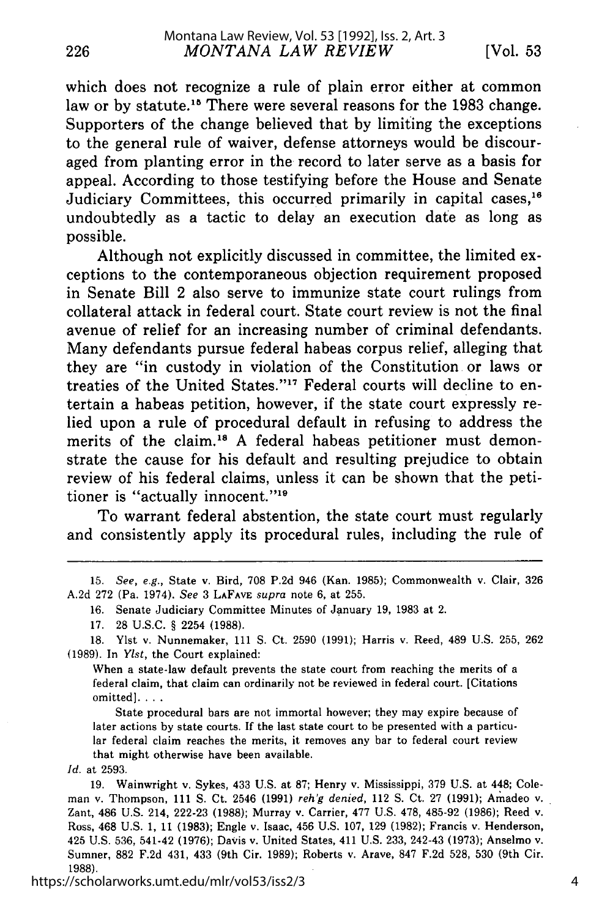which does not recognize a rule of plain error either at common law or by statute.[15] There were several reasons for the 1983 change. Supporters of the change believed that by limiting the exceptions to the general rule of waiver, defense attorneys would be discouraged from planting error in the record to later serve as a basis for appeal. According to those testifying before the House and Senate Judiciary Committees, this occurred primarily in capital cases,[16] undoubtedly as a tactic to delay an execution date as long as possible.

Although not explicitly discussed in committee, the limited exceptions to the contemporaneous objection requirement proposed in Senate Bill 2 also serve to immunize state court rulings from collateral attack in federal court. State court review is not the final avenue of relief for an increasing number of criminal defendants. Many defendants pursue federal habeas corpus relief, alleging that they are "in custody in violation of the Constitution or laws or treaties of the United States."[17] Federal courts will decline to entertain a habeas petition, however, if the state court expressly relied upon a rule of procedural default in refusing to address the merits of the claim.[18] A federal habeas petitioner must demonstrate the cause for his default and resulting prejudice to obtain review of his federal claims, unless it can be shown that the petitioner is "actually innocent."[19]

To warrant federal abstention, the state court must regularly and consistently apply its procedural rules, including the rule of

---

15. *See, e.g.*, State v. Bird, 708 P.2d 946 (Kan. 1985); Commonwealth v. Clair, 326 A.2d 272 (Pa. 1974). *See* 3 LaFave *supra* note 6, at 255.

16. Senate Judiciary Committee Minutes of January 19, 1983 at 2.

17. 28 U.S.C. § 2254 (1988).

18. Ylst v. Nunnemaker, 111 S. Ct. 2590 (1991); Harris v. Reed, 489 U.S. 255, 262 (1989). In *Ylst*, the Court explained:

> When a state-law default prevents the state court from reaching the merits of a federal claim, that claim can ordinarily not be reviewed in federal court. [Citations omitted]. . . .
>
> State procedural bars are not immortal however; they may expire because of later actions by state courts. If the last state court to be presented with a particular federal claim reaches the merits, it removes any bar to federal court review that might otherwise have been available.

*Id.* at 2593.

19. Wainwright v. Sykes, 433 U.S. at 87; Henry v. Mississippi, 379 U.S. at 448; Coleman v. Thompson, 111 S. Ct. 2546 (1991) *reh'g denied*, 112 S. Ct. 27 (1991); Amadeo v. Zant, 486 U.S. 214, 222-23 (1988); Murray v. Carrier, 477 U.S. 478, 485-92 (1986); Reed v. Ross, 468 U.S. 1, 11 (1983); Engle v. Isaac, 456 U.S. 107, 129 (1982); Francis v. Henderson, 425 U.S. 536, 541-42 (1976); Davis v. United States, 411 U.S. 233, 242-43 (1973); Anselmo v. Sumner, 882 F.2d 431, 433 (9th Cir. 1989); Roberts v. Arave, 847 F.2d 528, 530 (9th Cir. 1988).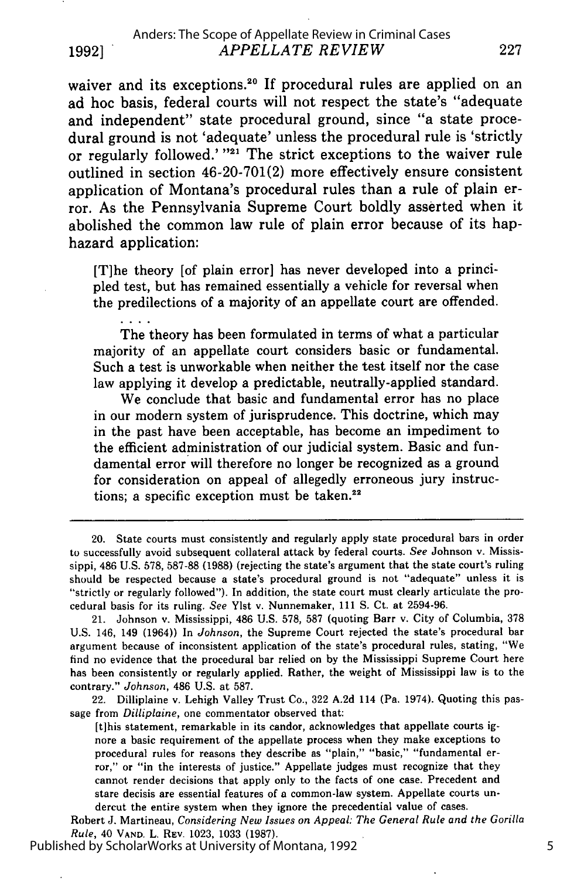waiver and its exceptions.[20] If procedural rules are applied on an ad hoc basis, federal courts will not respect the state's "adequate and independent" state procedural ground, since "a state procedural ground is not 'adequate' unless the procedural rule is 'strictly or regularly followed.' "[21] The strict exceptions to the waiver rule outlined in section 46-20-701(2) more effectively ensure consistent application of Montana's procedural rules than a rule of plain error. As the Pennsylvania Supreme Court boldly asserted when it abolished the common law rule of plain error because of its haphazard application:

> [T]he theory [of plain error] has never developed into a principled test, but has remained essentially a vehicle for reversal when the predilections of a majority of an appellate court are offended.
>
> . . . .
>
> The theory has been formulated in terms of what a particular majority of an appellate court considers basic or fundamental. Such a test is unworkable when neither the test itself nor the case law applying it develop a predictable, neutrally-applied standard.
>
> We conclude that basic and fundamental error has no place in our modern system of jurisprudence. This doctrine, which may in the past have been acceptable, has become an impediment to the efficient administration of our judicial system. Basic and fundamental error will therefore no longer be recognized as a ground for consideration on appeal of allegedly erroneous jury instructions; a specific exception must be taken.[22]

---

20. State courts must consistently and regularly apply state procedural bars in order to successfully avoid subsequent collateral attack by federal courts. *See* Johnson v. Mississippi, 486 U.S. 578, 587-88 (1988) (rejecting the state's argument that the state court's ruling should be respected because a state's procedural ground is not "adequate" unless it is "strictly or regularly followed"). In addition, the state court must clearly articulate the procedural basis for its ruling. *See* Ylst v. Nunnemaker, 111 S. Ct. at 2594-96.

21. Johnson v. Mississippi, 486 U.S. 578, 587 (quoting Barr v. City of Columbia, 378 U.S. 146, 149 (1964)) In *Johnson*, the Supreme Court rejected the state's procedural bar argument because of inconsistent application of the state's procedural rules, stating, "We find no evidence that the procedural bar relied on by the Mississippi Supreme Court here has been consistently or regularly applied. Rather, the weight of Mississippi law is to the contrary." *Johnson*, 486 U.S. at 587.

22. Dilliplaine v. Lehigh Valley Trust Co., 322 A.2d 114 (Pa. 1974). Quoting this passage from *Dilliplaine*, one commentator observed that:

> [t]his statement, remarkable in its candor, acknowledges that appellate courts ignore a basic requirement of the appellate process when they make exceptions to procedural rules for reasons they describe as "plain," "basic," "fundamental error," or "in the interests of justice." Appellate judges must recognize that they cannot render decisions that apply only to the facts of one case. Precedent and stare decisis are essential features of a common-law system. Appellate courts undercut the entire system when they ignore the precedential value of cases.

Robert J. Martineau, *Considering New Issues on Appeal: The General Rule and the Gorilla Rule*, 40 VAND. L. REV. 1023, 1033 (1987).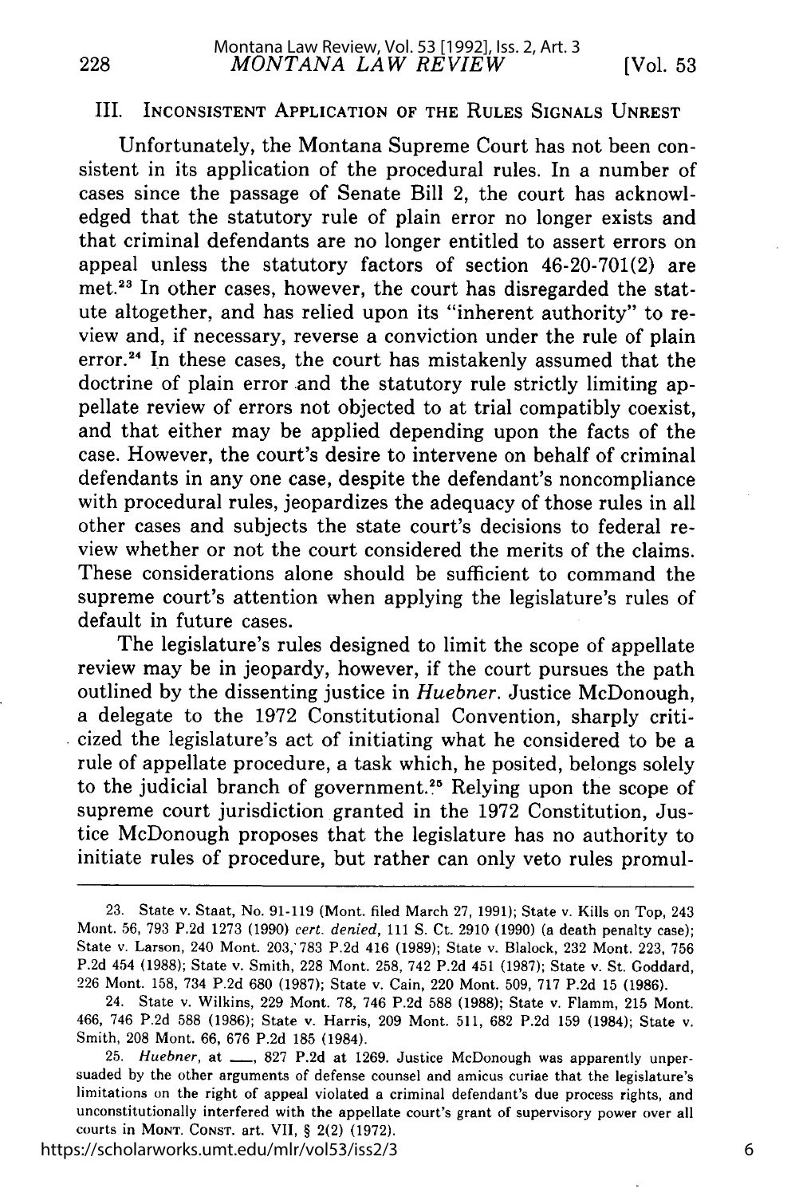## III. Inconsistent Application of the Rules Signals Unrest

Unfortunately, the Montana Supreme Court has not been consistent in its application of the procedural rules. In a number of cases since the passage of Senate Bill 2, the court has acknowledged that the statutory rule of plain error no longer exists and that criminal defendants are no longer entitled to assert errors on appeal unless the statutory factors of section 46-20-701(2) are met.[23] In other cases, however, the court has disregarded the statute altogether, and has relied upon its "inherent authority" to review and, if necessary, reverse a conviction under the rule of plain error.[24] In these cases, the court has mistakenly assumed that the doctrine of plain error and the statutory rule strictly limiting appellate review of errors not objected to at trial compatibly coexist, and that either may be applied depending upon the facts of the case. However, the court's desire to intervene on behalf of criminal defendants in any one case, despite the defendant's noncompliance with procedural rules, jeopardizes the adequacy of those rules in all other cases and subjects the state court's decisions to federal review whether or not the court considered the merits of the claims. These considerations alone should be sufficient to command the supreme court's attention when applying the legislature's rules of default in future cases.

The legislature's rules designed to limit the scope of appellate review may be in jeopardy, however, if the court pursues the path outlined by the dissenting justice in *Huebner*. Justice McDonough, a delegate to the 1972 Constitutional Convention, sharply criticized the legislature's act of initiating what he considered to be a rule of appellate procedure, a task which, he posited, belongs solely to the judicial branch of government.[25] Relying upon the scope of supreme court jurisdiction granted in the 1972 Constitution, Justice McDonough proposes that the legislature has no authority to initiate rules of procedure, but rather can only veto rules promul-

---

23. State v. Staat, No. 91-119 (Mont. filed March 27, 1991); State v. Kills on Top, 243 Mont. 56, 793 P.2d 1273 (1990) *cert. denied*, 111 S. Ct. 2910 (1990) (a death penalty case); State v. Larson, 240 Mont. 203, 783 P.2d 416 (1989); State v. Blalock, 232 Mont. 223, 756 P.2d 454 (1988); State v. Smith, 228 Mont. 258, 742 P.2d 451 (1987); State v. St. Goddard, 226 Mont. 158, 734 P.2d 680 (1987); State v. Cain, 220 Mont. 509, 717 P.2d 15 (1986).

24. State v. Wilkins, 229 Mont. 78, 746 P.2d 588 (1988); State v. Flamm, 215 Mont. 466, 746 P.2d 588 (1986); State v. Harris, 209 Mont. 511, 682 P.2d 159 (1984); State v. Smith, 208 Mont. 66, 676 P.2d 185 (1984).

25. *Huebner*, at \_\_\_, 827 P.2d at 1269. Justice McDonough was apparently unpersuaded by the other arguments of defense counsel and amicus curiae that the legislature's limitations on the right of appeal violated a criminal defendant's due process rights, and unconstitutionally interfered with the appellate court's grant of supervisory power over all courts in MONT. CONST. art. VII, § 2(2) (1972).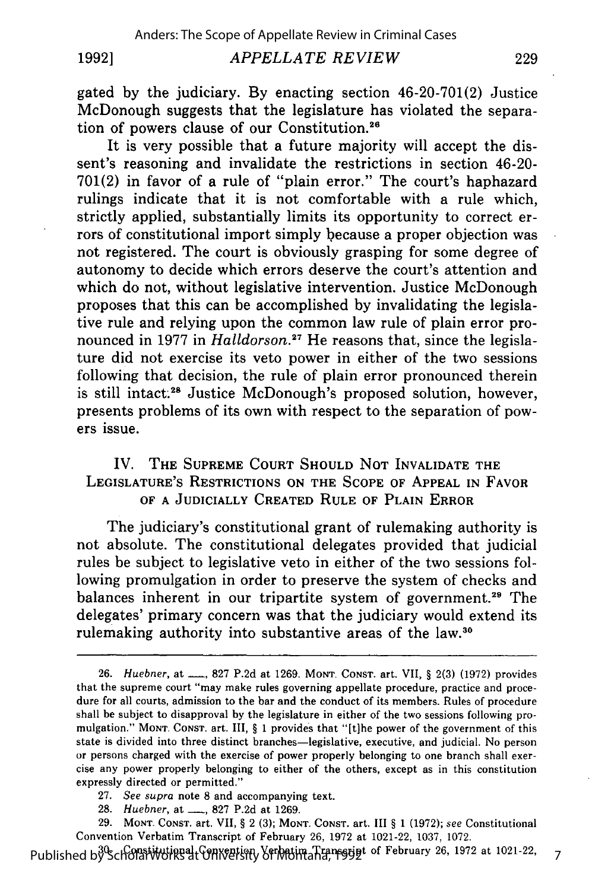gated by the judiciary. By enacting section 46-20-701(2) Justice McDonough suggests that the legislature has violated the separation of powers clause of our Constitution.[26]

It is very possible that a future majority will accept the dissent's reasoning and invalidate the restrictions in section 46-20-701(2) in favor of a rule of "plain error." The court's haphazard rulings indicate that it is not comfortable with a rule which, strictly applied, substantially limits its opportunity to correct errors of constitutional import simply because a proper objection was not registered. The court is obviously grasping for some degree of autonomy to decide which errors deserve the court's attention and which do not, without legislative intervention. Justice McDonough proposes that this can be accomplished by invalidating the legislative rule and relying upon the common law rule of plain error pronounced in 1977 in *Halldorson*.[27] He reasons that, since the legislature did not exercise its veto power in either of the two sessions following that decision, the rule of plain error pronounced therein is still intact.[28] Justice McDonough's proposed solution, however, presents problems of its own with respect to the separation of powers issue.

## IV. The Supreme Court Should Not Invalidate the Legislature's Restrictions on the Scope of Appeal in Favor of a Judicially Created Rule of Plain Error

The judiciary's constitutional grant of rulemaking authority is not absolute. The constitutional delegates provided that judicial rules be subject to legislative veto in either of the two sessions following promulgation in order to preserve the system of checks and balances inherent in our tripartite system of government.[29] The delegates' primary concern was that the judiciary would extend its rulemaking authority into substantive areas of the law.[30]

---

26. *Huebner*, at ___, 827 P.2d at 1269. MONT. CONST. art. VII, § 2(3) (1972) provides that the supreme court "may make rules governing appellate procedure, practice and procedure for all courts, admission to the bar and the conduct of its members. Rules of procedure shall be subject to disapproval by the legislature in either of the two sessions following promulgation." MONT. CONST. art. III, § 1 provides that "[t]he power of the government of this state is divided into three distinct branches—legislative, executive, and judicial. No person or persons charged with the exercise of power properly belonging to one branch shall exercise any power properly belonging to either of the others, except as in this constitution expressly directed or permitted."

27. *See supra* note 8 and accompanying text.

28. *Huebner*, at ___, 827 P.2d at 1269.

29. MONT. CONST. art. VII, § 2 (3); MONT. CONST. art. III § 1 (1972); *see* Constitutional Convention Verbatim Transcript of February 26, 1972 at 1021-22, 1037, 1072.

30. Constitutional Convention Verbatim Transcript of February 26, 1972 at 1021-22,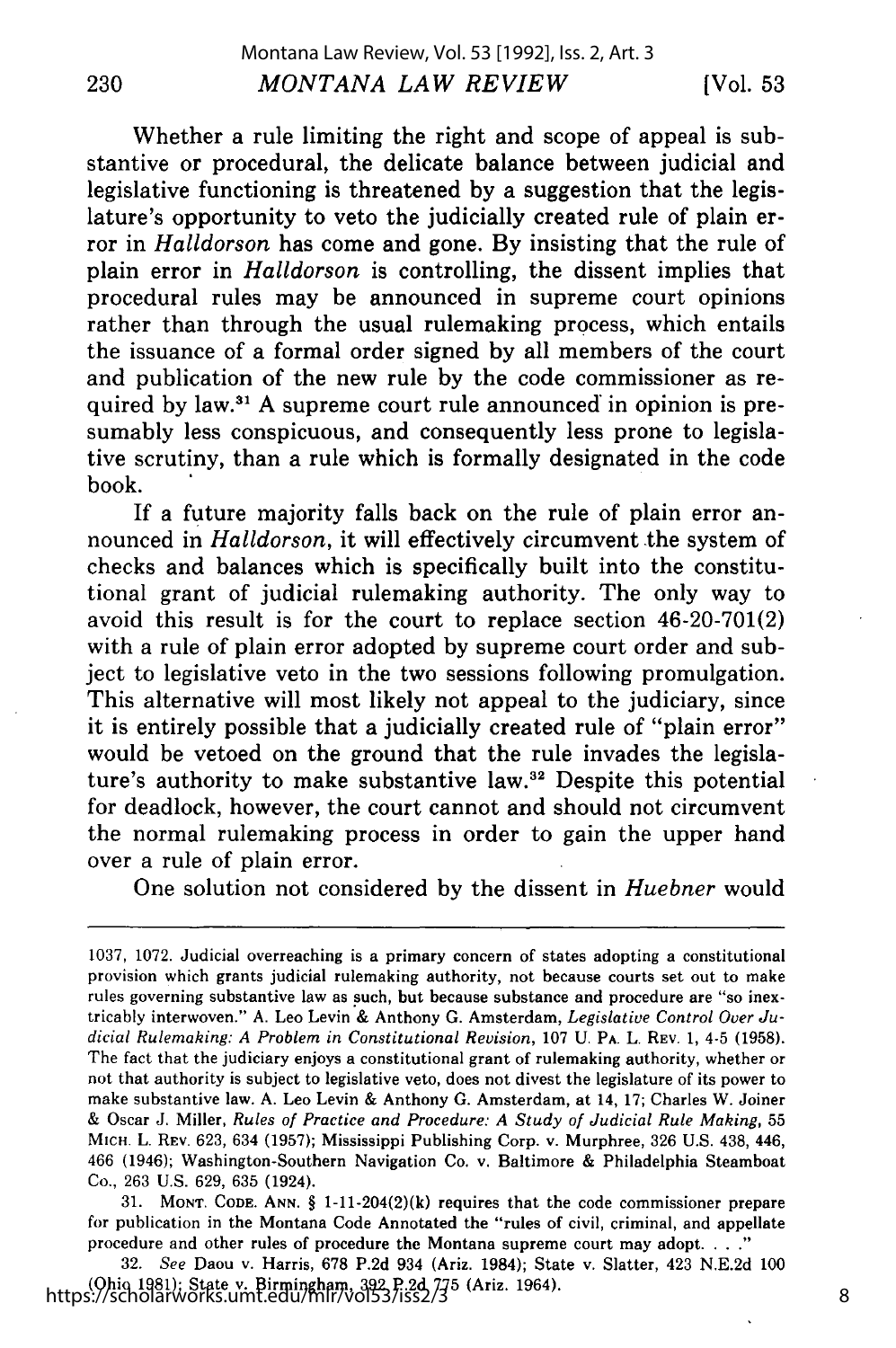Whether a rule limiting the right and scope of appeal is substantive or procedural, the delicate balance between judicial and legislative functioning is threatened by a suggestion that the legislature's opportunity to veto the judicially created rule of plain error in *Halldorson* has come and gone. By insisting that the rule of plain error in *Halldorson* is controlling, the dissent implies that procedural rules may be announced in supreme court opinions rather than through the usual rulemaking process, which entails the issuance of a formal order signed by all members of the court and publication of the new rule by the code commissioner as required by law.[31] A supreme court rule announced in opinion is presumably less conspicuous, and consequently less prone to legislative scrutiny, than a rule which is formally designated in the code book.

If a future majority falls back on the rule of plain error announced in *Halldorson*, it will effectively circumvent the system of checks and balances which is specifically built into the constitutional grant of judicial rulemaking authority. The only way to avoid this result is for the court to replace section 46-20-701(2) with a rule of plain error adopted by supreme court order and subject to legislative veto in the two sessions following promulgation. This alternative will most likely not appeal to the judiciary, since it is entirely possible that a judicially created rule of "plain error" would be vetoed on the ground that the rule invades the legislature's authority to make substantive law.[32] Despite this potential for deadlock, however, the court cannot and should not circumvent the normal rulemaking process in order to gain the upper hand over a rule of plain error.

One solution not considered by the dissent in *Huebner* would

---

1037, 1072. Judicial overreaching is a primary concern of states adopting a constitutional provision which grants judicial rulemaking authority, not because courts set out to make rules governing substantive law as such, but because substance and procedure are "so inextricably interwoven." A. Leo Levin & Anthony G. Amsterdam, *Legislative Control Over Judicial Rulemaking: A Problem in Constitutional Revision*, 107 U. PA. L. REV. 1, 4-5 (1958). The fact that the judiciary enjoys a constitutional grant of rulemaking authority, whether or not that authority is subject to legislative veto, does not divest the legislature of its power to make substantive law. A. Leo Levin & Anthony G. Amsterdam, at 14, 17; Charles W. Joiner & Oscar J. Miller, *Rules of Practice and Procedure: A Study of Judicial Rule Making*, 55 MICH. L. REV. 623, 634 (1957); Mississippi Publishing Corp. v. Murphree, 326 U.S. 438, 446, 466 (1946); Washington-Southern Navigation Co. v. Baltimore & Philadelphia Steamboat Co., 263 U.S. 629, 635 (1924).

31. MONT. CODE. ANN. § 1-11-204(2)(k) requires that the code commissioner prepare for publication in the Montana Code Annotated the "rules of civil, criminal, and appellate procedure and other rules of procedure the Montana supreme court may adopt. . . ."

32. *See* Daou v. Harris, 678 P.2d 934 (Ariz. 1984); State v. Slatter, 423 N.E.2d 100 (Ohio 1981); State v. Birmingham, 392 P.2d 775 (Ariz. 1964).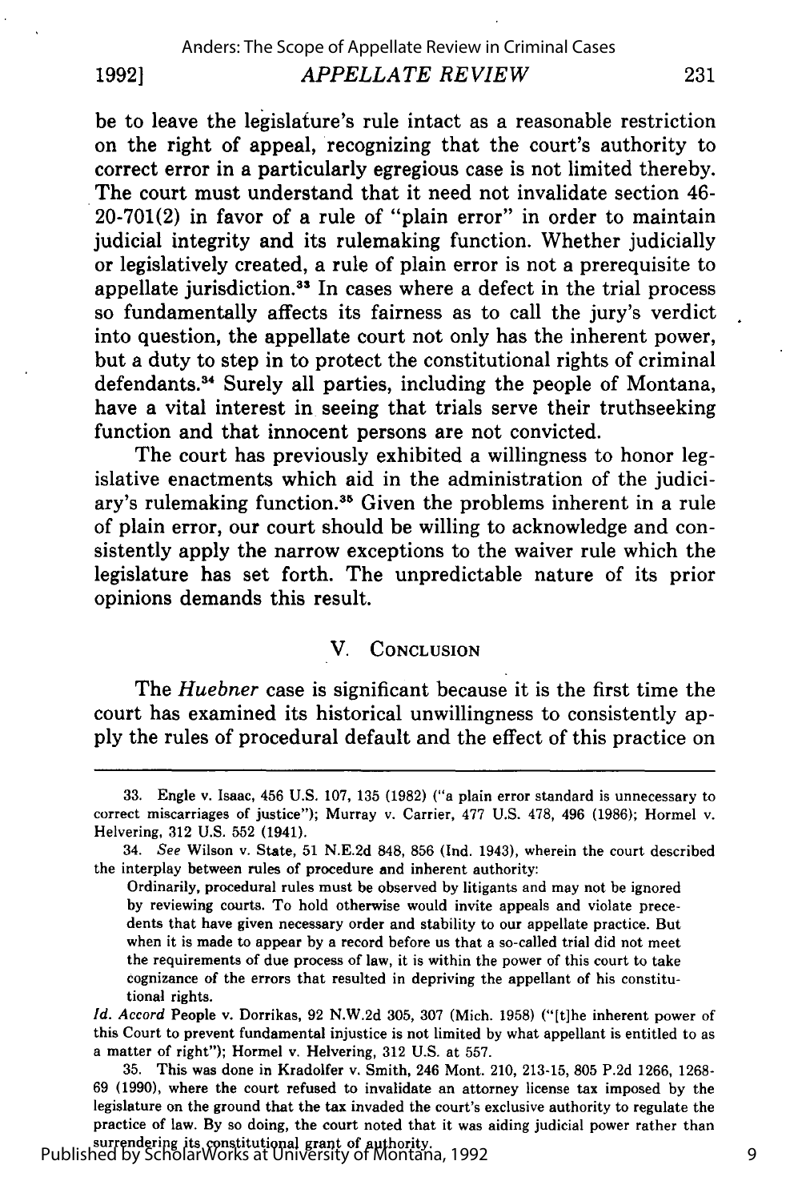be to leave the legislature's rule intact as a reasonable restriction on the right of appeal, recognizing that the court's authority to correct error in a particularly egregious case is not limited thereby. The court must understand that it need not invalidate section 46-20-701(2) in favor of a rule of "plain error" in order to maintain judicial integrity and its rulemaking function. Whether judicially or legislatively created, a rule of plain error is not a prerequisite to appellate jurisdiction.[33] In cases where a defect in the trial process so fundamentally affects its fairness as to call the jury's verdict into question, the appellate court not only has the inherent power, but a duty to step in to protect the constitutional rights of criminal defendants.[34] Surely all parties, including the people of Montana, have a vital interest in seeing that trials serve their truthseeking function and that innocent persons are not convicted.

The court has previously exhibited a willingness to honor legislative enactments which aid in the administration of the judiciary's rulemaking function.[35] Given the problems inherent in a rule of plain error, our court should be willing to acknowledge and consistently apply the narrow exceptions to the waiver rule which the legislature has set forth. The unpredictable nature of its prior opinions demands this result.

## V. Conclusion

The *Huebner* case is significant because it is the first time the court has examined its historical unwillingness to consistently apply the rules of procedural default and the effect of this practice on

---

33. Engle v. Isaac, 456 U.S. 107, 135 (1982) ("a plain error standard is unnecessary to correct miscarriages of justice"); Murray v. Carrier, 477 U.S. 478, 496 (1986); Hormel v. Helvering, 312 U.S. 552 (1941).

34. *See* Wilson v. State, 51 N.E.2d 848, 856 (Ind. 1943), wherein the court described the interplay between rules of procedure and inherent authority:

> Ordinarily, procedural rules must be observed by litigants and may not be ignored by reviewing courts. To hold otherwise would invite appeals and violate precedents that have given necessary order and stability to our appellate practice. But when it is made to appear by a record before us that a so-called trial did not meet the requirements of due process of law, it is within the power of this court to take cognizance of the errors that resulted in depriving the appellant of his constitutional rights.

*Id. Accord* People v. Dorrikas, 92 N.W.2d 305, 307 (Mich. 1958) ("[t]he inherent power of this Court to prevent fundamental injustice is not limited by what appellant is entitled to as a matter of right"); Hormel v. Helvering, 312 U.S. at 557.

35. This was done in Kradolfer v. Smith, 246 Mont. 210, 213-15, 805 P.2d 1266, 1268-69 (1990), where the court refused to invalidate an attorney license tax imposed by the legislature on the ground that the tax invaded the court's exclusive authority to regulate the practice of law. By so doing, the court noted that it was aiding judicial power rather than surrendering its constitutional grant of authority.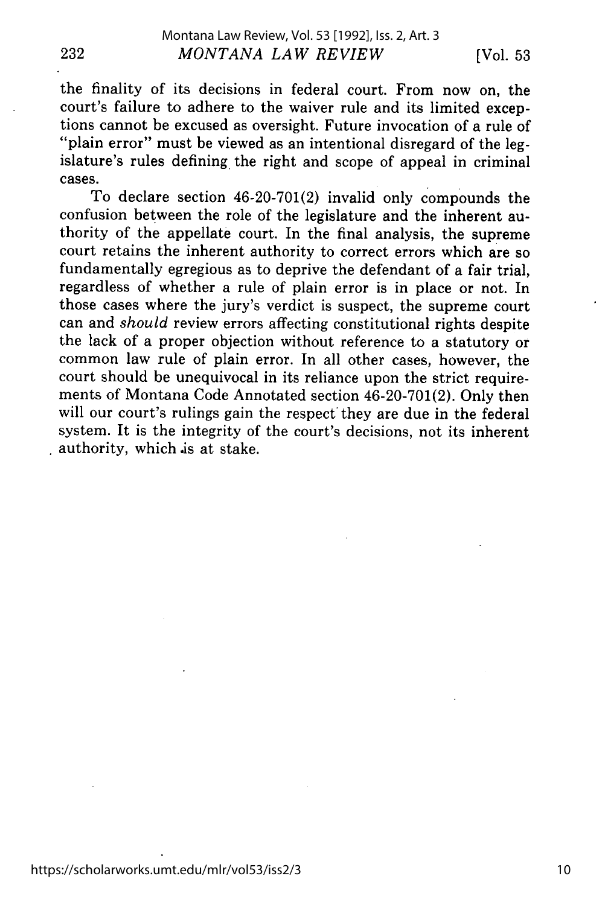the finality of its decisions in federal court. From now on, the court's failure to adhere to the waiver rule and its limited exceptions cannot be excused as oversight. Future invocation of a rule of "plain error" must be viewed as an intentional disregard of the legislature's rules defining the right and scope of appeal in criminal cases.

To declare section 46-20-701(2) invalid only compounds the confusion between the role of the legislature and the inherent authority of the appellate court. In the final analysis, the supreme court retains the inherent authority to correct errors which are so fundamentally egregious as to deprive the defendant of a fair trial, regardless of whether a rule of plain error is in place or not. In those cases where the jury's verdict is suspect, the supreme court can and *should* review errors affecting constitutional rights despite the lack of a proper objection without reference to a statutory or common law rule of plain error. In all other cases, however, the court should be unequivocal in its reliance upon the strict requirements of Montana Code Annotated section 46-20-701(2). Only then will our court's rulings gain the respect they are due in the federal system. It is the integrity of the court's decisions, not its inherent authority, which is at stake.